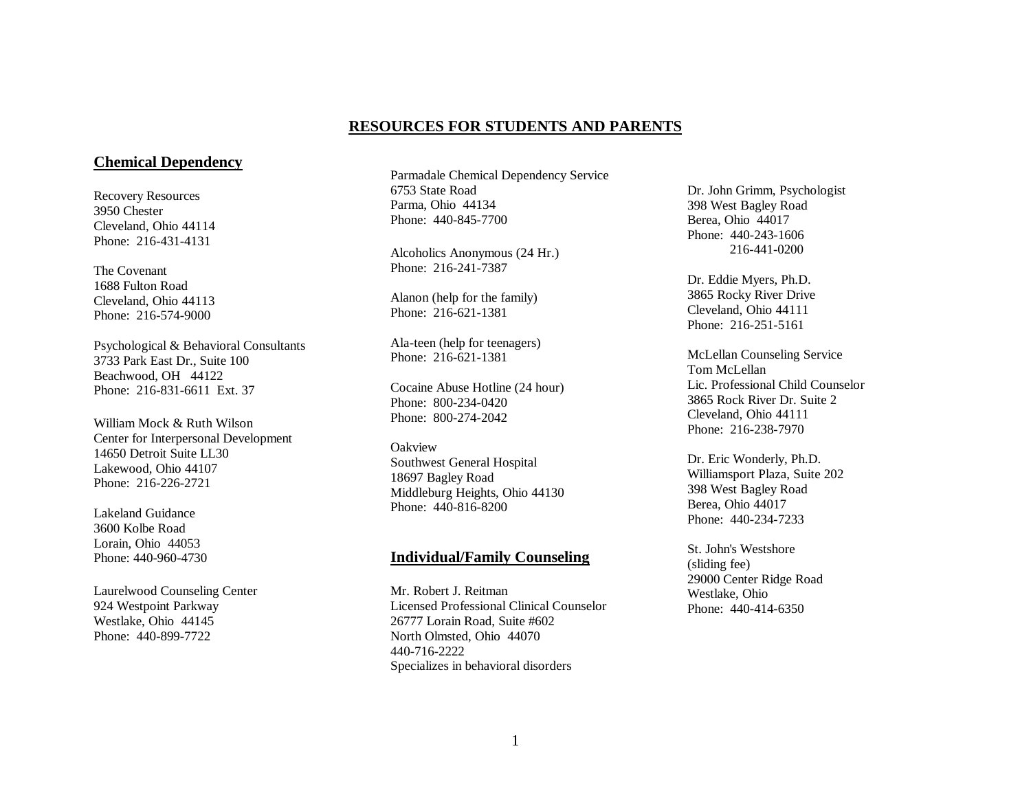# RESOURCES FOR STUDENTS AND PARENTS

## Chemical Dependency

Recovery Resources
3950 Chester
Cleveland, Ohio 44114
Phone: 216-431-4131

The Covenant
1688 Fulton Road
Cleveland, Ohio 44113
Phone: 216-574-9000

Psychological & Behavioral Consultants
3733 Park East Dr., Suite 100
Beachwood, OH 44122
Phone: 216-831-6611 Ext. 37

William Mock & Ruth Wilson
Center for Interpersonal Development
14650 Detroit Suite LL30
Lakewood, Ohio 44107
Phone: 216-226-2721

Lakeland Guidance
3600 Kolbe Road
Lorain, Ohio 44053
Phone: 440-960-4730

Laurelwood Counseling Center
924 Westpoint Parkway
Westlake, Ohio 44145
Phone: 440-899-7722

Parmadale Chemical Dependency Service
6753 State Road
Parma, Ohio 44134
Phone: 440-845-7700

Alcoholics Anonymous (24 Hr.)
Phone: 216-241-7387

Alanon (help for the family)
Phone: 216-621-1381

Ala-teen (help for teenagers)
Phone: 216-621-1381

Cocaine Abuse Hotline (24 hour)
Phone: 800-234-0420
Phone: 800-274-2042

Oakview
Southwest General Hospital
18697 Bagley Road
Middleburg Heights, Ohio 44130
Phone: 440-816-8200

## Individual/Family Counseling

Mr. Robert J. Reitman
Licensed Professional Clinical Counselor
26777 Lorain Road, Suite #602
North Olmsted, Ohio 44070
440-716-2222
Specializes in behavioral disorders

Dr. John Grimm, Psychologist
398 West Bagley Road
Berea, Ohio 44017
Phone: 440-243-1606
216-441-0200

Dr. Eddie Myers, Ph.D.
3865 Rocky River Drive
Cleveland, Ohio 44111
Phone: 216-251-5161

McLellan Counseling Service
Tom McLellan
Lic. Professional Child Counselor
3865 Rock River Dr. Suite 2
Cleveland, Ohio 44111
Phone: 216-238-7970

Dr. Eric Wonderly, Ph.D.
Williamsport Plaza, Suite 202
398 West Bagley Road
Berea, Ohio 44017
Phone: 440-234-7233

St. John's Westshore
(sliding fee)
29000 Center Ridge Road
Westlake, Ohio
Phone: 440-414-6350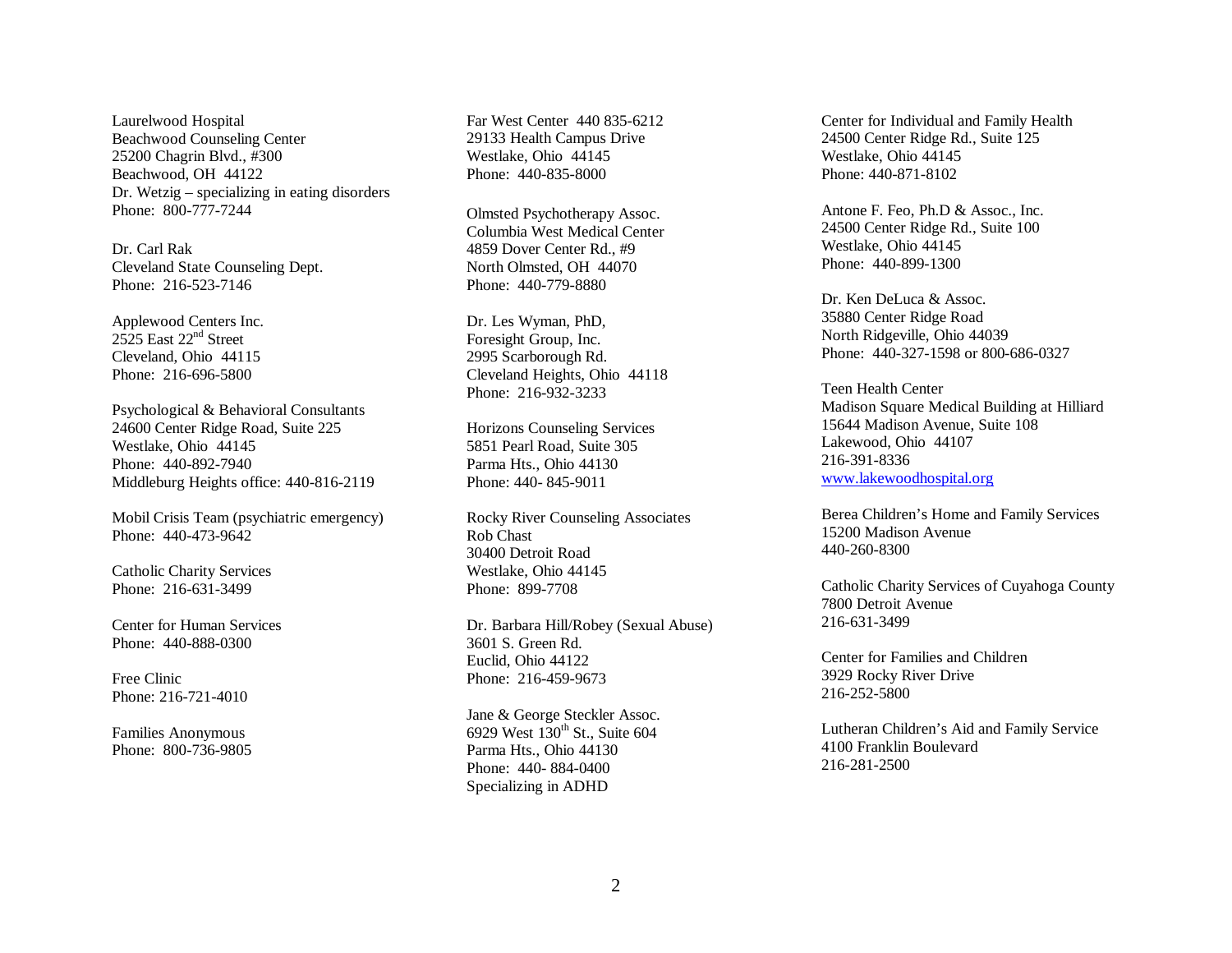Laurelwood Hospital
Beachwood Counseling Center
25200 Chagrin Blvd., #300
Beachwood, OH 44122
Dr. Wetzig – specializing in eating disorders
Phone: 800-777-7244

Dr. Carl Rak
Cleveland State Counseling Dept.
Phone: 216-523-7146

Applewood Centers Inc.
2525 East 22nd Street
Cleveland, Ohio 44115
Phone: 216-696-5800

Psychological & Behavioral Consultants
24600 Center Ridge Road, Suite 225
Westlake, Ohio 44145
Phone: 440-892-7940
Middleburg Heights office: 440-816-2119

Mobil Crisis Team (psychiatric emergency)
Phone: 440-473-9642

Catholic Charity Services
Phone: 216-631-3499

Center for Human Services
Phone: 440-888-0300

Free Clinic
Phone: 216-721-4010

Families Anonymous
Phone: 800-736-9805

Far West Center 440 835-6212
29133 Health Campus Drive
Westlake, Ohio 44145
Phone: 440-835-8000

Olmsted Psychotherapy Assoc.
Columbia West Medical Center
4859 Dover Center Rd., #9
North Olmsted, OH 44070
Phone: 440-779-8880

Dr. Les Wyman, PhD,
Foresight Group, Inc.
2995 Scarborough Rd.
Cleveland Heights, Ohio 44118
Phone: 216-932-3233

Horizons Counseling Services
5851 Pearl Road, Suite 305
Parma Hts., Ohio 44130
Phone: 440- 845-9011

Rocky River Counseling Associates
Rob Chast
30400 Detroit Road
Westlake, Ohio 44145
Phone: 899-7708

Dr. Barbara Hill/Robey (Sexual Abuse)
3601 S. Green Rd.
Euclid, Ohio 44122
Phone: 216-459-9673

Jane & George Steckler Assoc.
6929 West 130th St., Suite 604
Parma Hts., Ohio 44130
Phone: 440- 884-0400
Specializing in ADHD

Center for Individual and Family Health
24500 Center Ridge Rd., Suite 125
Westlake, Ohio 44145
Phone: 440-871-8102

Antone F. Feo, Ph.D & Assoc., Inc.
24500 Center Ridge Rd., Suite 100
Westlake, Ohio 44145
Phone: 440-899-1300

Dr. Ken DeLuca & Assoc.
35880 Center Ridge Road
North Ridgeville, Ohio 44039
Phone: 440-327-1598 or 800-686-0327

Teen Health Center
Madison Square Medical Building at Hilliard
15644 Madison Avenue, Suite 108
Lakewood, Ohio 44107
216-391-8336
www.lakewoodhospital.org

Berea Children's Home and Family Services
15200 Madison Avenue
440-260-8300

Catholic Charity Services of Cuyahoga County
7800 Detroit Avenue
216-631-3499

Center for Families and Children
3929 Rocky River Drive
216-252-5800

Lutheran Children's Aid and Family Service
4100 Franklin Boulevard
216-281-2500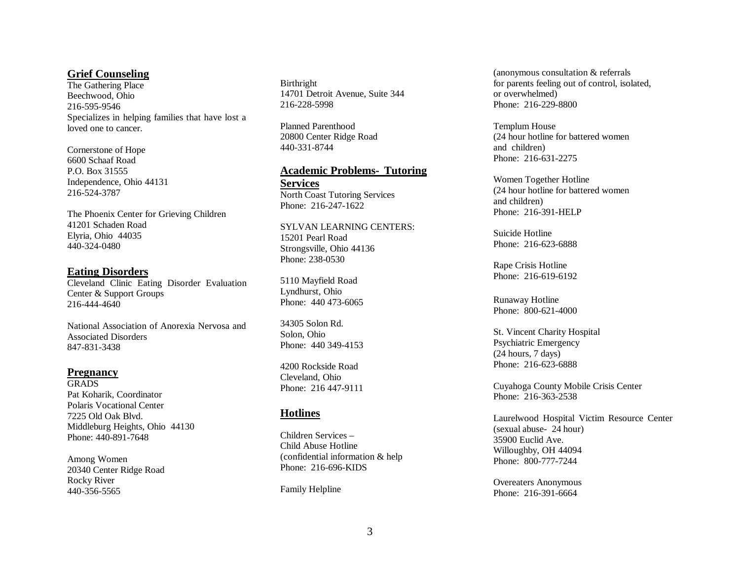## Grief Counseling

The Gathering Place
Beechwood, Ohio
216-595-9546
Specializes in helping families that have lost a loved one to cancer.

Cornerstone of Hope
6600 Schaaf Road
P.O. Box 31555
Independence, Ohio 44131
216-524-3787

The Phoenix Center for Grieving Children
41201 Schaden Road
Elyria, Ohio 44035
440-324-0480

## Eating Disorders

Cleveland Clinic Eating Disorder Evaluation Center & Support Groups
216-444-4640

National Association of Anorexia Nervosa and Associated Disorders
847-831-3438

## Pregnancy

GRADS
Pat Koharik, Coordinator
Polaris Vocational Center
7225 Old Oak Blvd.
Middleburg Heights, Ohio 44130
Phone: 440-891-7648

Among Women
20340 Center Ridge Road
Rocky River
440-356-5565

Birthright
14701 Detroit Avenue, Suite 344
216-228-5998

Planned Parenthood
20800 Center Ridge Road
440-331-8744

## Academic Problems- Tutoring Services

North Coast Tutoring Services
Phone: 216-247-1622

SYLVAN LEARNING CENTERS:
15201 Pearl Road
Strongsville, Ohio 44136
Phone: 238-0530

5110 Mayfield Road
Lyndhurst, Ohio
Phone: 440 473-6065

34305 Solon Rd.
Solon, Ohio
Phone: 440 349-4153

4200 Rockside Road
Cleveland, Ohio
Phone: 216 447-9111

## Hotlines

Children Services –
Child Abuse Hotline
(confidential information & help
Phone: 216-696-KIDS

Family Helpline
(anonymous consultation & referrals
for parents feeling out of control, isolated, or overwhelmed)
Phone: 216-229-8800

Templum House
(24 hour hotline for battered women and children)
Phone: 216-631-2275

Women Together Hotline
(24 hour hotline for battered women and children)
Phone: 216-391-HELP

Suicide Hotline
Phone: 216-623-6888

Rape Crisis Hotline
Phone: 216-619-6192

Runaway Hotline
Phone: 800-621-4000

St. Vincent Charity Hospital
Psychiatric Emergency
(24 hours, 7 days)
Phone: 216-623-6888

Cuyahoga County Mobile Crisis Center
Phone: 216-363-2538

Laurelwood Hospital Victim Resource Center
(sexual abuse- 24 hour)
35900 Euclid Ave.
Willoughby, OH 44094
Phone: 800-777-7244

Overeaters Anonymous
Phone: 216-391-6664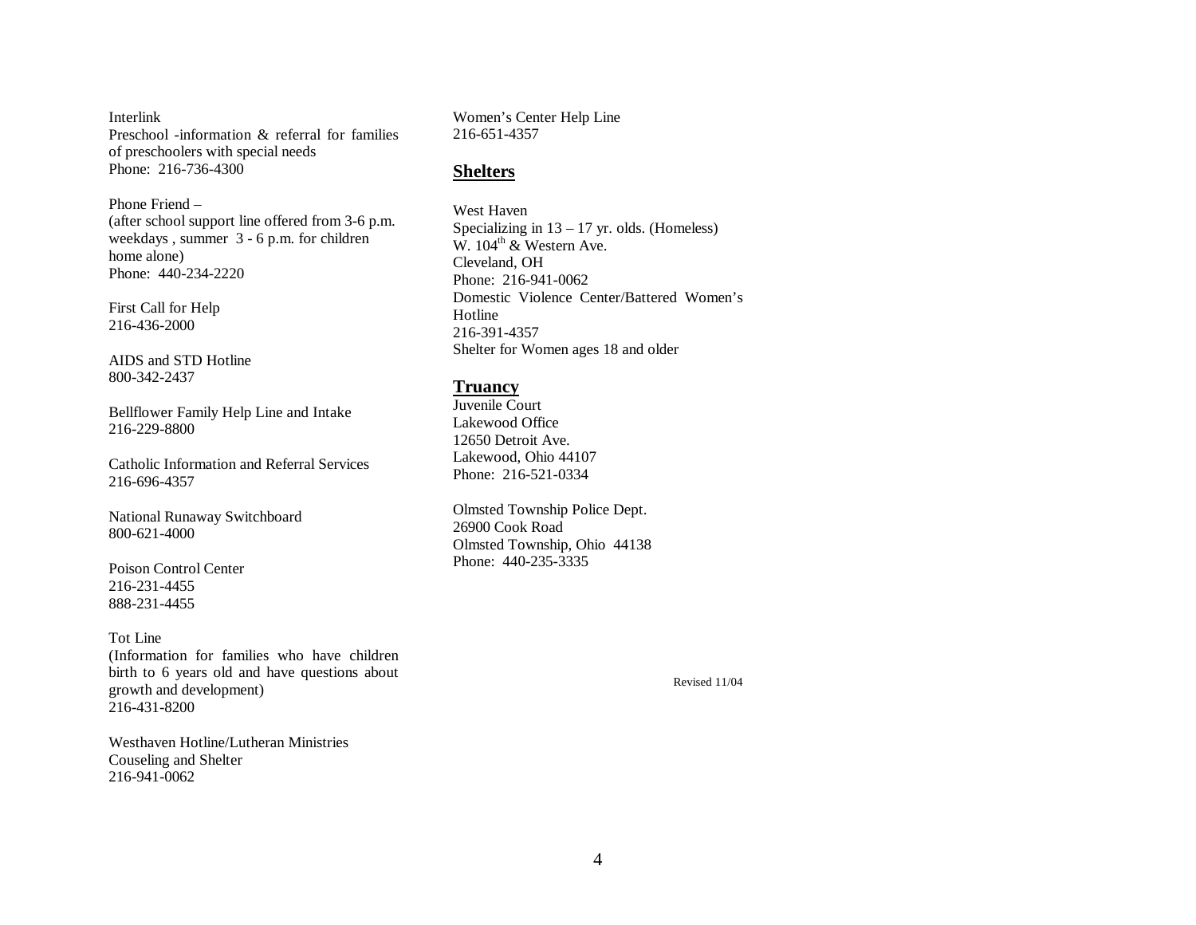Interlink
Preschool -information & referral for families of preschoolers with special needs
Phone: 216-736-4300

Phone Friend –
(after school support line offered from 3-6 p.m. weekdays , summer 3 - 6 p.m. for children home alone)
Phone: 440-234-2220

First Call for Help
216-436-2000

AIDS and STD Hotline
800-342-2437

Bellflower Family Help Line and Intake
216-229-8800

Catholic Information and Referral Services
216-696-4357

National Runaway Switchboard
800-621-4000

Poison Control Center
216-231-4455
888-231-4455

Tot Line
(Information for families who have children birth to 6 years old and have questions about growth and development)
216-431-8200

Westhaven Hotline/Lutheran Ministries
Couseling and Shelter
216-941-0062

Women's Center Help Line
216-651-4357

## Shelters

West Haven
Specializing in 13 – 17 yr. olds. (Homeless)
W. 104th & Western Ave.
Cleveland, OH
Phone: 216-941-0062
Domestic Violence Center/Battered Women's Hotline
216-391-4357
Shelter for Women ages 18 and older

## Truancy

Juvenile Court
Lakewood Office
12650 Detroit Ave.
Lakewood, Ohio 44107
Phone: 216-521-0334

Olmsted Township Police Dept.
26900 Cook Road
Olmsted Township, Ohio 44138
Phone: 440-235-3335

Revised 11/04